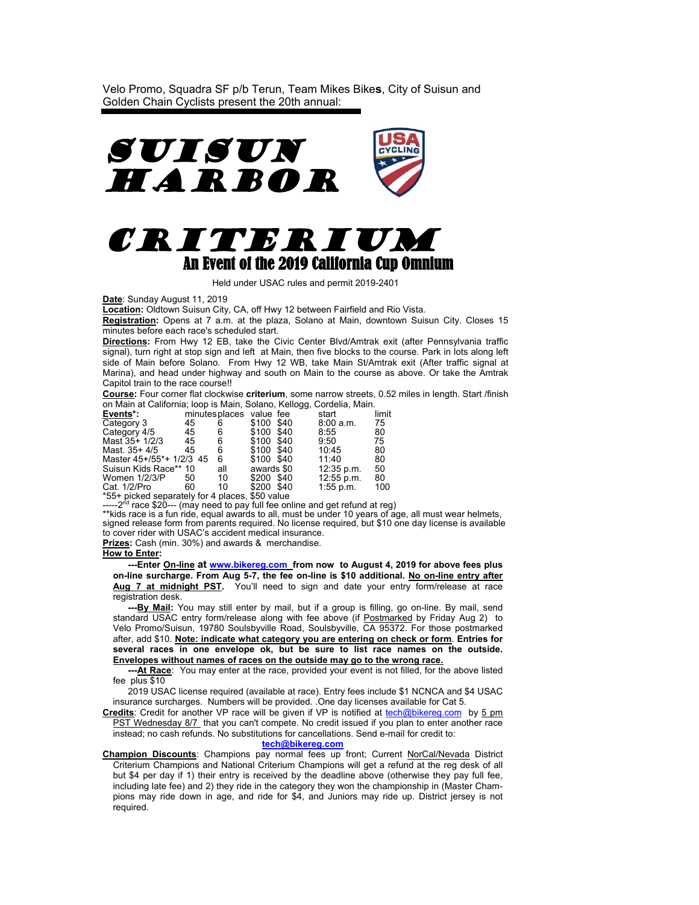Velo Promo, Squadra SF p/b Terun, Team Mikes Bikes, City of Suisun and Golden Chain Cyclists present the 20th annual:

# SUISUN HARBOR CRITERIUM

## An Event of the 2019 California Cup Omnium

Held under USAC rules and permit 2019-2401

**Date**: Sunday August 11, 2019

**Location:** Oldtown Suisun City, CA, off Hwy 12 between Fairfield and Rio Vista.

**Registration:** Opens at 7 a.m. at the plaza, Solano at Main, downtown Suisun City. Closes 15 minutes before each race's scheduled start.

**Directions**: From Hwy 12 EB, take the Civic Center Blvd/Amtrak exit (after Pennsylvania traffic signal), turn right at stop sign and left at Main, then five blocks to the course. Park in lots along left side of Main before Solano. From Hwy 12 WB, take Main St/Amtrak exit (After traffic signal at Marina), and head under highway and south on Main to the course as above. Or take the Amtrak Capitol train to the race course!!

**Course:** Four corner flat clockwise **criterium**, some narrow streets, 0.52 miles in length. Start /finish on Main at California; loop is Main, Solano, Kellogg, Cordelia, Main.

| Events*: | minutes | places | value | fee | start | limit |
|---|---|---|---|---|---|---|
| Category 3 | 45 | 6 | $100 | $40 | 8:00 a.m. | 75 |
| Category 4/5 | 45 | 6 | $100 | $40 | 8:55 | 80 |
| Mast 35+ 1/2/3 | 45 | 6 | $100 | $40 | 9:50 | 75 |
| Mast. 35+ 4/5 | 45 | 6 | $100 | $40 | 10:45 | 80 |
| Master 45+/55*+ 1/2/3 | 45 | 6 | $100 | $40 | 11:40 | 80 |
| Suisun Kids Race** | 10 | all | awards | $0 | 12:35 p.m. | 50 |
| Women 1/2/3/P | 50 | 10 | $200 | $40 | 12:55 p.m. | 80 |
| Cat. 1/2/Pro | 60 | 10 | $200 | $40 | 1:55 p.m. | 100 |

*55+ picked separately for 4 places, $50 value

-----2nd race $20--- (may need to pay full fee online and get refund at reg)

**kids race is a fun ride, equal awards to all, must be under 10 years of age, all must wear helmets, signed release form from parents required. No license required, but $10 one day license is available to cover rider with USAC's accident medical insurance.

**Prizes:** Cash (min. 30%) and awards & merchandise.

**How to Enter:**

**---Enter On-line at www.bikereg.com from now to August 4, 2019 for above fees plus on-line surcharge. From Aug 5-7, the fee on-line is $10 additional. No on-line entry after Aug 7 at midnight PST.** You'll need to sign and date your entry form/release at race registration desk.

**---By Mail:** You may still enter by mail, but if a group is filling, go on-line. By mail, send standard USAC entry form/release along with fee above (if Postmarked by Friday Aug 2) to Velo Promo/Suisun, 19780 Soulsbyville Road, Soulsbyville, CA 95372. For those postmarked after, add $10. **Note: indicate what category you are entering on check or form**. **Entries for several races in one envelope ok, but be sure to list race names on the outside. Envelopes without names of races on the outside may go to the wrong race.**

**---At Race**: You may enter at the race, provided your event is not filled, for the above listed fee plus $10

2019 USAC license required (available at race). Entry fees include $1 NCNCA and $4 USAC insurance surcharges. Numbers will be provided. .One day licenses available for Cat 5.

**Credits**: Credit for another VP race will be given if VP is notified at tech@bikereg.com by 5 pm PST Wednesday 8/7 that you can't compete. No credit issued if you plan to enter another race instead; no cash refunds. No substitutions for cancellations. Send e-mail for credit to:

**tech@bikereg.com**

**Champion Discounts**: Champions pay normal fees up front; Current NorCal/Nevada District Criterium Champions and National Criterium Champions will get a refund at the reg desk of all but $4 per day if 1) their entry is received by the deadline above (otherwise they pay full fee, including late fee) and 2) they ride in the category they won the championship in (Master Champions may ride down in age, and ride for $4, and Juniors may ride up. District jersey is not required.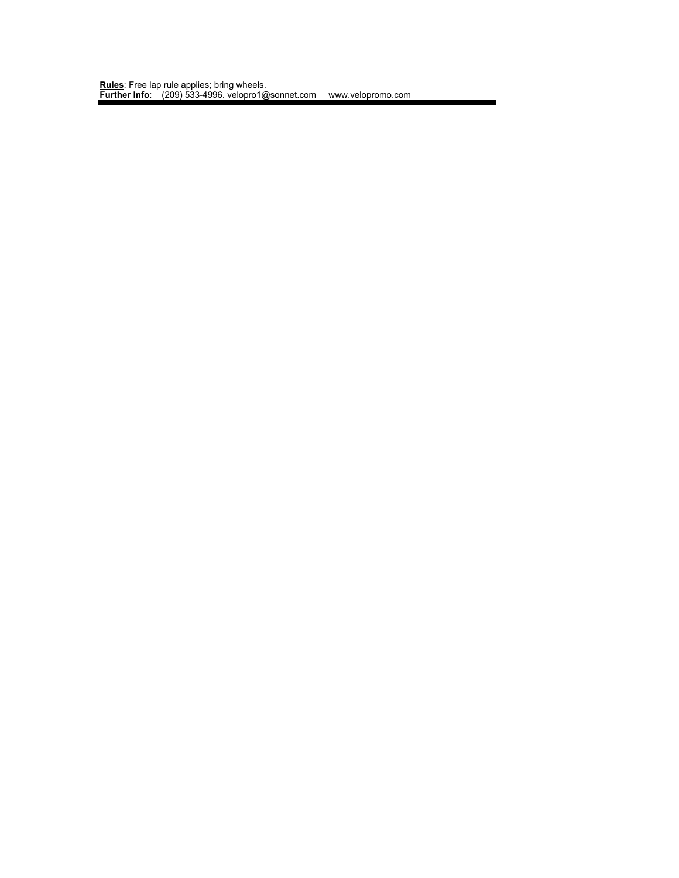**Rules**: Free lap rule applies; bring wheels.
**Further Info**: (209) 533-4996. velopro1@sonnet.com www.velopromo.com